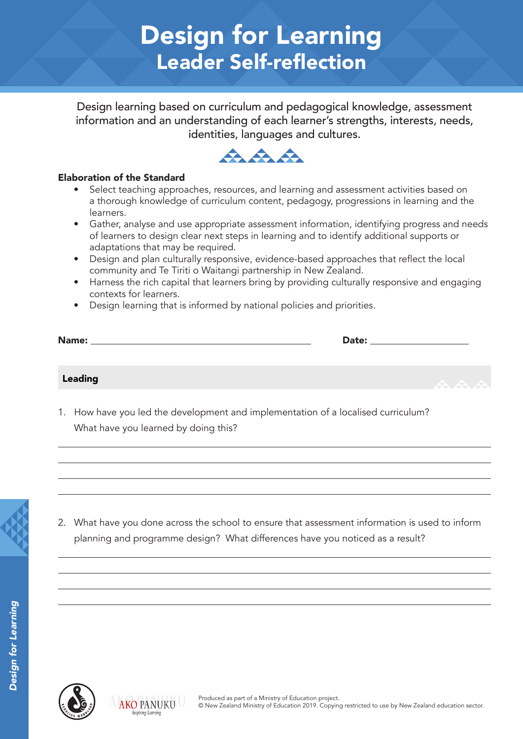# Design for Learning
## Leader Self-reflection

Design learning based on curriculum and pedagogical knowledge, assessment information and an understanding of each learner's strengths, interests, needs, identities, languages and cultures.

**Elaboration of the Standard**

- Select teaching approaches, resources, and learning and assessment activities based on a thorough knowledge of curriculum content, pedagogy, progressions in learning and the learners.
- Gather, analyse and use appropriate assessment information, identifying progress and needs of learners to design clear next steps in learning and to identify additional supports or adaptations that may be required.
- Design and plan culturally responsive, evidence-based approaches that reflect the local community and Te Tiriti o Waitangi partnership in New Zealand.
- Harness the rich capital that learners bring by providing culturally responsive and engaging contexts for learners.
- Design learning that is informed by national policies and priorities.

**Name:** ____________________ **Date:** ____________

### Leading

1. How have you led the development and implementation of a localised curriculum? What have you learned by doing this?

_______________________________________________

_______________________________________________

_______________________________________________

_______________________________________________

2. What have you done across the school to ensure that assessment information is used to inform planning and programme design? What differences have you noticed as a result?

_______________________________________________

_______________________________________________

_______________________________________________

_______________________________________________

Produced as part of a Ministry of Education project.
© New Zealand Ministry of Education 2019. Copying restricted to use by New Zealand education sector.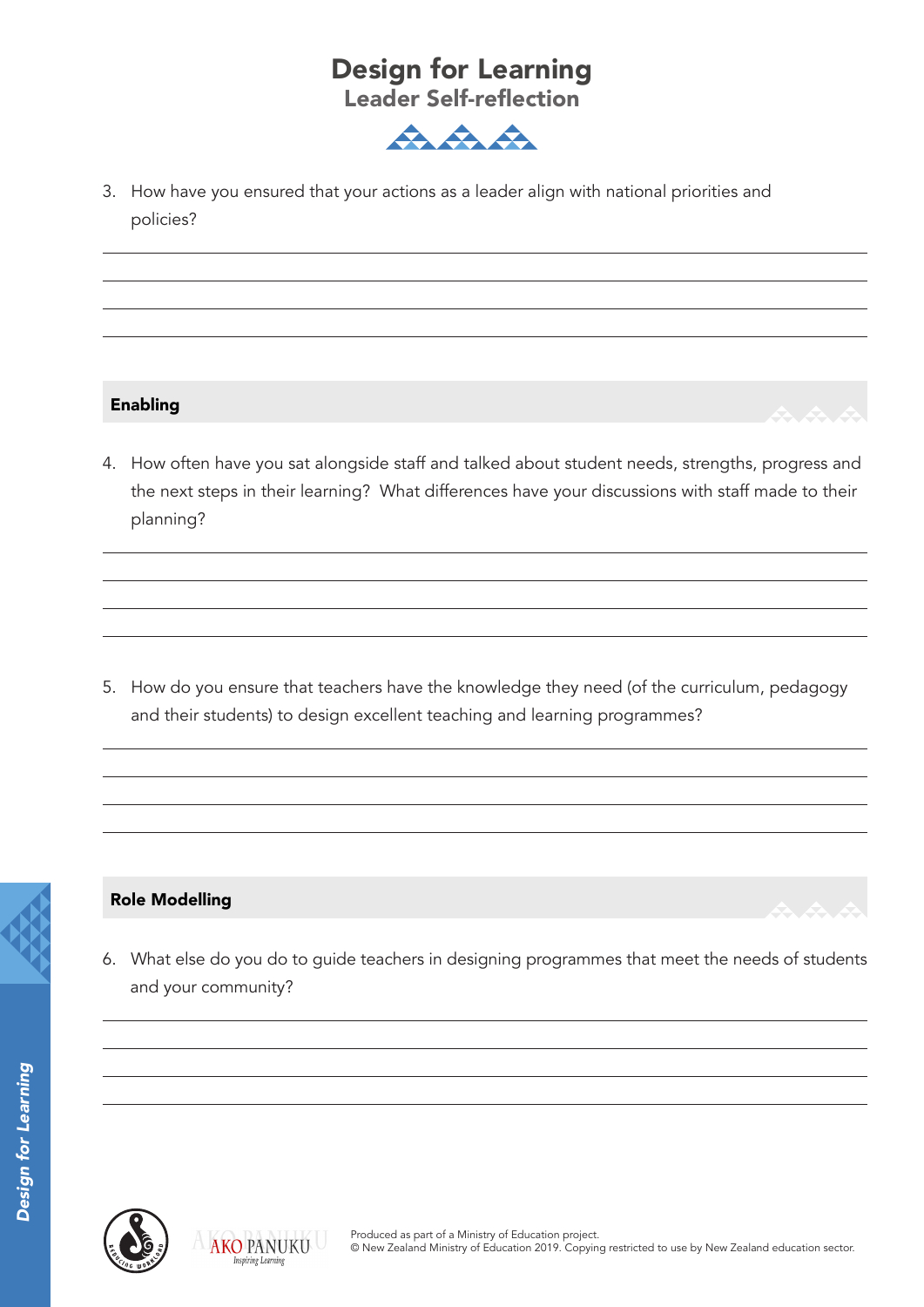# Design for Learning
## Leader Self-reflection

3. How have you ensured that your actions as a leader align with national priorities and policies?

### Enabling

4. How often have you sat alongside staff and talked about student needs, strengths, progress and the next steps in their learning? What differences have your discussions with staff made to their planning?

5. How do you ensure that teachers have the knowledge they need (of the curriculum, pedagogy and their students) to design excellent teaching and learning programmes?

### Role Modelling

6. What else do you do to guide teachers in designing programmes that meet the needs of students and your community?

Produced as part of a Ministry of Education project.
© New Zealand Ministry of Education 2019. Copying restricted to use by New Zealand education sector.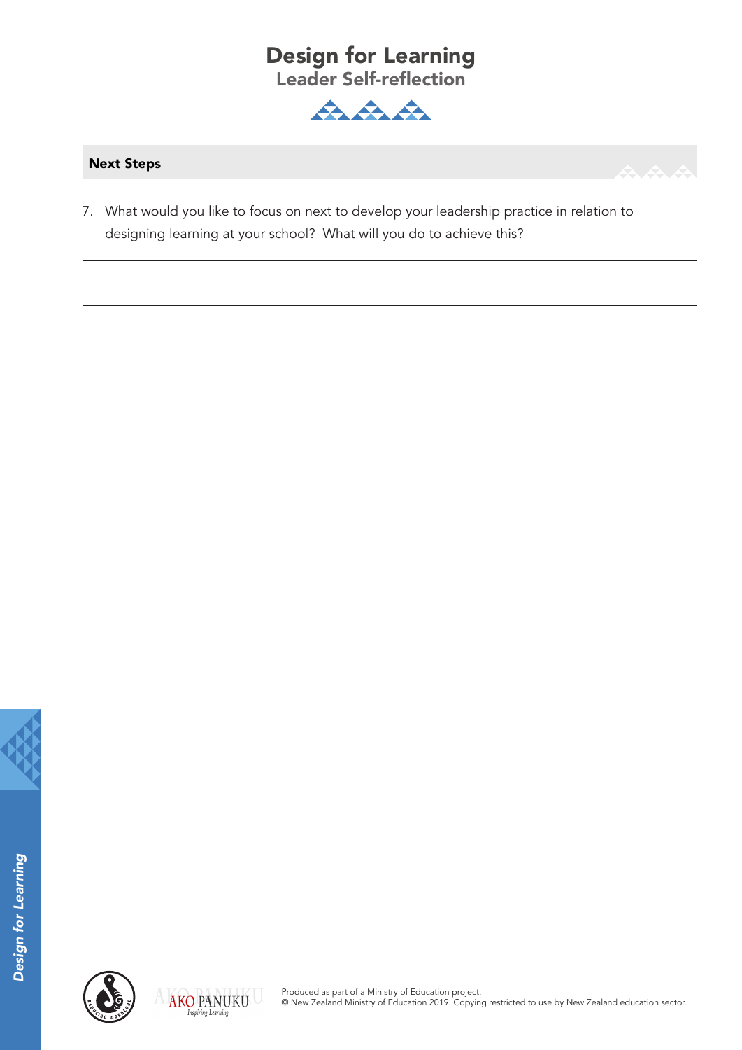# Design for Learning
## Leader Self-reflection

### Next Steps

7. What would you like to focus on next to develop your leadership practice in relation to designing learning at your school? What will you do to achieve this?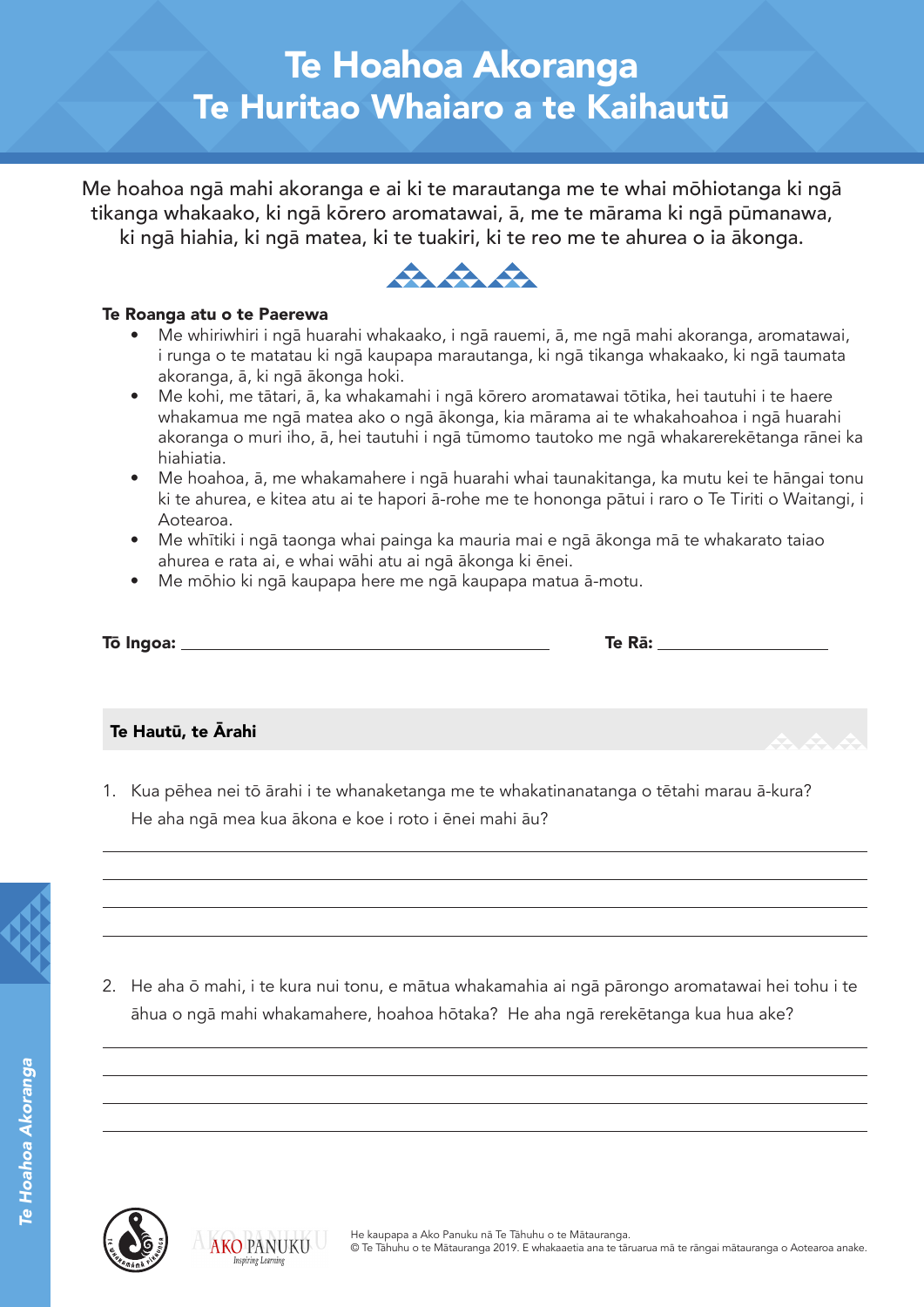# Te Hoahoa Akoranga
# Te Huritao Whaiaro a te Kaihautū

Me hoahoa ngā mahi akoranga e ai ki te marautanga me te whai mōhiotanga ki ngā tikanga whakaako, ki ngā kōrero aromatawai, ā, me te mārama ki ngā pūmanawa, ki ngā hiahia, ki ngā matea, ki te tuakiri, ki te reo me te ahurea o ia ākonga.

**Te Roanga atu o te Paerewa**

- Me whiriwhiri i ngā huarahi whakaako, i ngā rauemi, ā, me ngā mahi akoranga, aromatawai, i runga o te matatau ki ngā kaupapa marautanga, ki ngā tikanga whakaako, ki ngā taumata akoranga, ā, ki ngā ākonga hoki.
- Me kohi, me tātari, ā, ka whakamahi i ngā kōrero aromatawai tōtika, hei tautuhi i te haere whakamua me ngā matea ako o ngā ākonga, kia mārama ai te whakahoahoa i ngā huarahi akoranga o muri iho, ā, hei tautuhi i ngā tūmomo tautoko me ngā whakarerekētanga rānei ka hiahiatia.
- Me hoahoa, ā, me whakamahere i ngā huarahi whai taunakitanga, ka mutu kei te hāngai tonu ki te ahurea, e kitea atu ai te hapori ā-rohe me te hononga pātui i raro o Te Tiriti o Waitangi, i Aotearoa.
- Me whītiki i ngā taonga whai painga ka mauria mai e ngā ākonga mā te whakarato taiao ahurea e rata ai, e whai wāhi atu ai ngā ākonga ki ēnei.
- Me mōhio ki ngā kaupapa here me ngā kaupapa matua ā-motu.

**Tō Ingoa:** ______________________ **Te Rā:** ______________

## Te Hautū, te Ārahi

1. Kua pēhea nei tō ārahi i te whanaketanga me te whakatinanatanga o tētahi marau ā-kura? He aha ngā mea kua ākona e koe i roto i ēnei mahi āu?

2. He aha ō mahi, i te kura nui tonu, e mātua whakamahia ai ngā pārongo aromatawai hei tohu i te āhua o ngā mahi whakamahere, hoahoa hōtaka? He aha ngā rerekētanga kua hua ake?

He kaupapa a Ako Panuku nā Te Tāhuhu o te Mātauranga.
© Te Tāhuhu o te Mātauranga 2019. E whakaaetia ana te tāruarua mā te rāngai mātauranga o Aotearoa anake.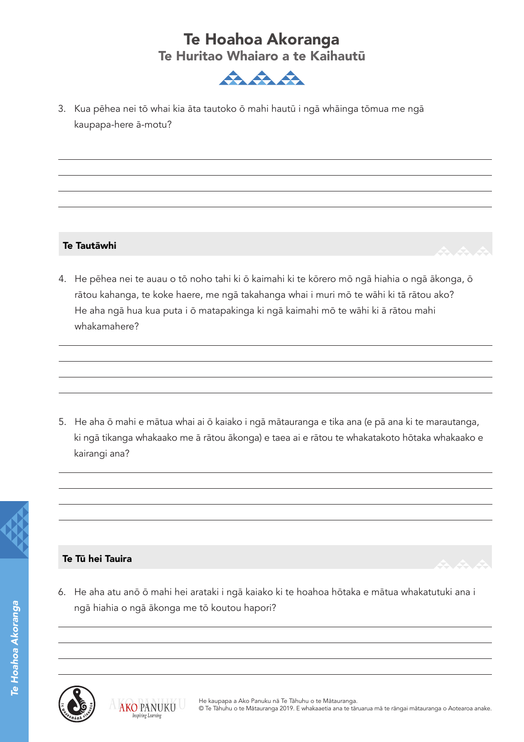# Te Hoahoa Akoranga

## Te Huritao Whaiaro a te Kaihautū

3. Kua pēhea nei tō whai kia āta tautoko ō mahi hautū i ngā whāinga tōmua me ngā kaupapa-here ā-motu?

### Te Tautāwhi

4. He pēhea nei te auau o tō noho tahi ki ō kaimahi ki te kōrero mō ngā hiahia o ngā ākonga, ō rātou kahanga, te koke haere, me ngā takahanga whai i muri mō te wāhi ki tā rātou ako? He aha ngā hua kua puta i ō matapakinga ki ngā kaimahi mō te wāhi ki ā rātou mahi whakamahere?

5. He aha ō mahi e mātua whai ai ō kaiako i ngā mātauranga e tika ana (e pā ana ki te marautanga, ki ngā tikanga whakaako me ā rātou ākonga) e taea ai e rātou te whakatakoto hōtaka whakaako e kairangi ana?

### Te Tū hei Tauira

6. He aha atu anō ō mahi hei arataki i ngā kaiako ki te hoahoa hōtaka e mātua whakatutuki ana i ngā hiahia o ngā ākonga me tō koutou hapori?

He kaupapa a Ako Panuku nā Te Tāhuhu o te Mātauranga.
© Te Tāhuhu o te Mātauranga 2019. E whakaaetia ana te tāruarua mā te rāngai mātauranga o Aotearoa anake.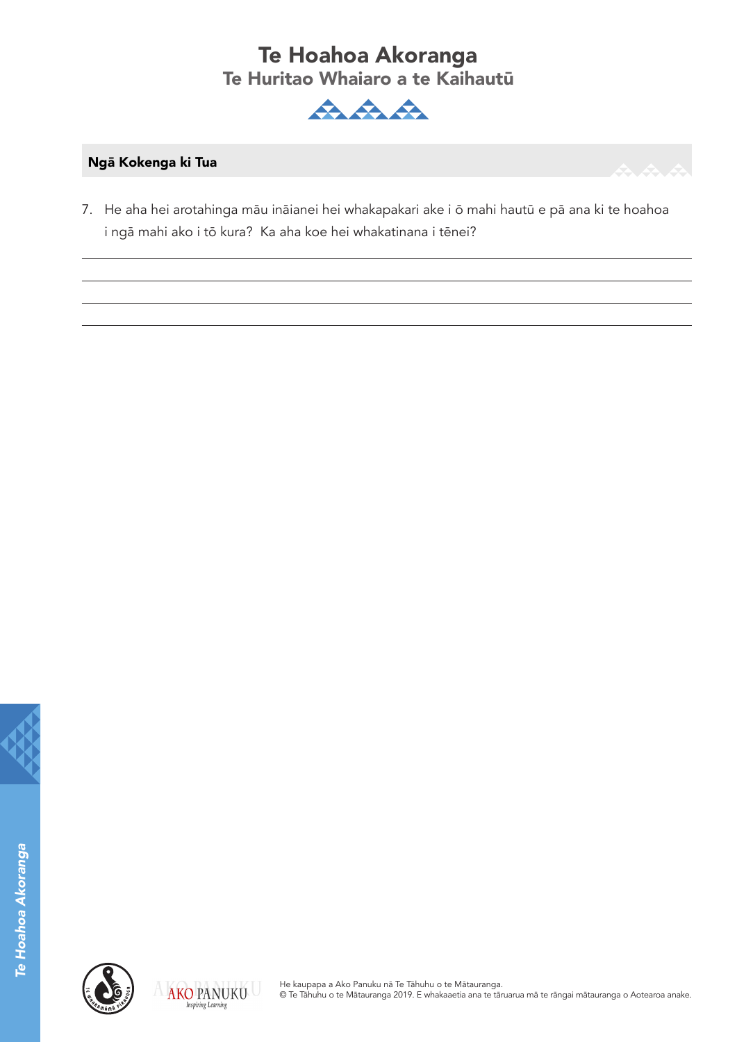# Te Hoahoa Akoranga

## Te Huritao Whaiaro a te Kaihautū

### Ngā Kokenga ki Tua

7. He aha hei arotahinga māu ināianei hei whakapakari ake i ō mahi hautū e pā ana ki te hoahoa i ngā mahi ako i tō kura? Ka aha koe hei whakatinana i tēnei?

He kaupapa a Ako Panuku nā Te Tāhuhu o te Mātauranga.
© Te Tāhuhu o te Mātauranga 2019. E whakaaetia ana te tāruarua mā te rāngai mātauranga o Aotearoa anake.